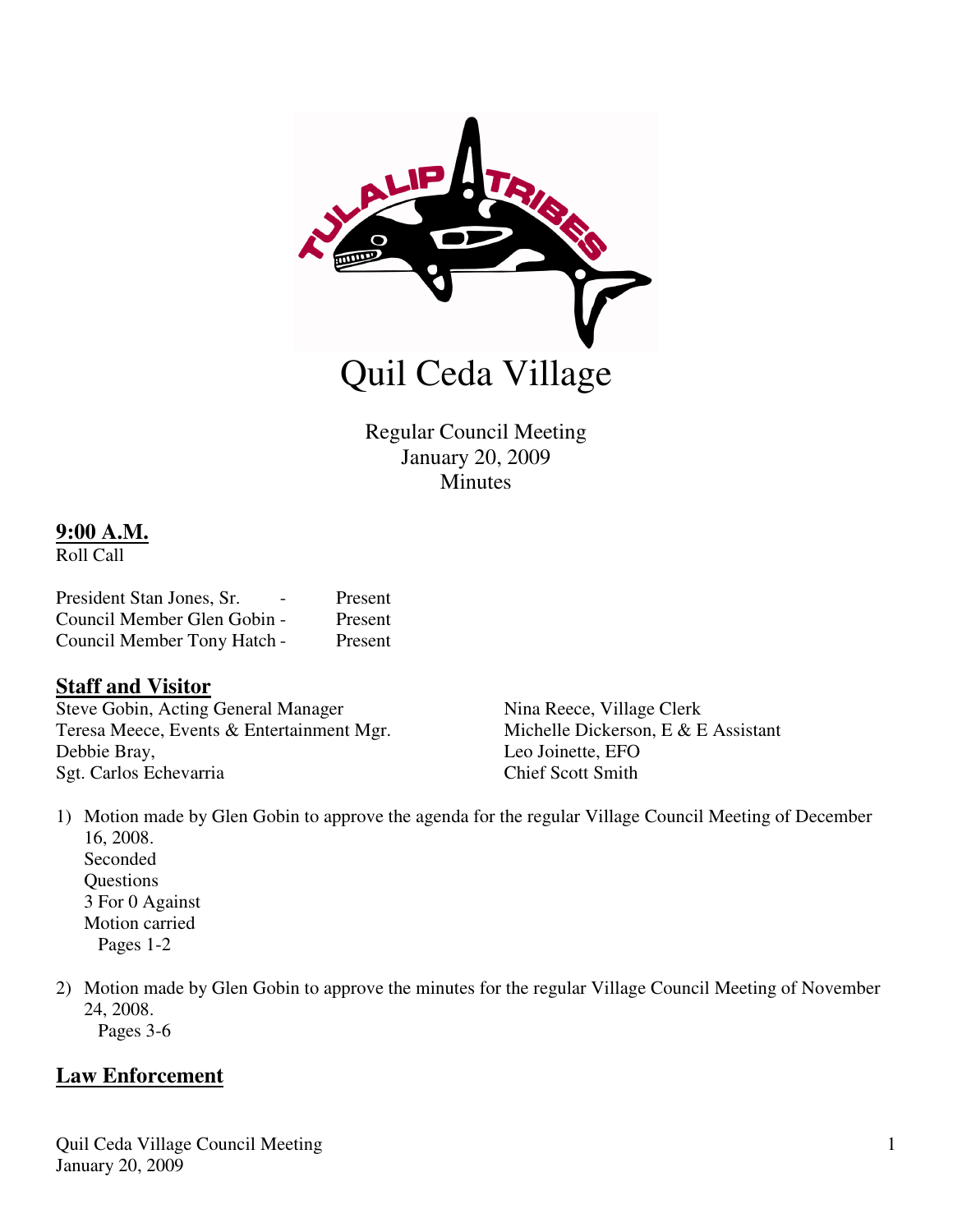# Quil Ceda Village

Regular Council Meeting
January 20, 2009
Minutes

**9:00 A.M.**
Roll Call

President Stan Jones, Sr. - Present
Council Member Glen Gobin - Present
Council Member Tony Hatch - Present

## Staff and Visitor

Steve Gobin, Acting General Manager
Teresa Meece, Events & Entertainment Mgr.
Debbie Bray,
Sgt. Carlos Echevarria
Nina Reece, Village Clerk
Michelle Dickerson, E & E Assistant
Leo Joinette, EFO
Chief Scott Smith

1) Motion made by Glen Gobin to approve the agenda for the regular Village Council Meeting of December 16, 2008.
   Seconded
   Questions
   3 For 0 Against
   Motion carried
   Pages 1-2

2) Motion made by Glen Gobin to approve the minutes for the regular Village Council Meeting of November 24, 2008.
   Pages 3-6

## Law Enforcement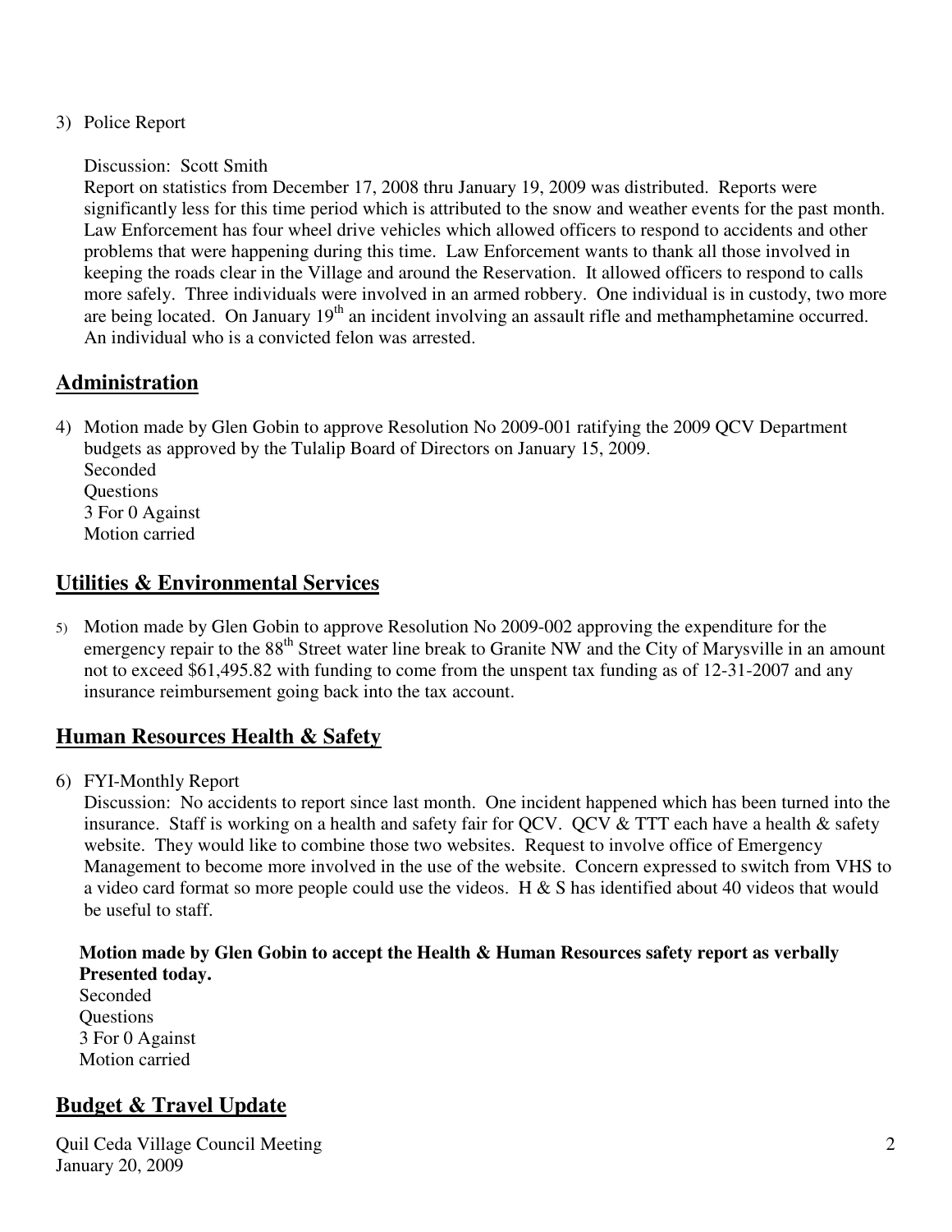3) Police Report

   Discussion: Scott Smith
   Report on statistics from December 17, 2008 thru January 19, 2009 was distributed. Reports were significantly less for this time period which is attributed to the snow and weather events for the past month. Law Enforcement has four wheel drive vehicles which allowed officers to respond to accidents and other problems that were happening during this time. Law Enforcement wants to thank all those involved in keeping the roads clear in the Village and around the Reservation. It allowed officers to respond to calls more safely. Three individuals were involved in an armed robbery. One individual is in custody, two more are being located. On January 19th an incident involving an assault rifle and methamphetamine occurred. An individual who is a convicted felon was arrested.

## Administration

4) Motion made by Glen Gobin to approve Resolution No 2009-001 ratifying the 2009 QCV Department budgets as approved by the Tulalip Board of Directors on January 15, 2009.
   Seconded
   Questions
   3 For 0 Against
   Motion carried

## Utilities & Environmental Services

5) Motion made by Glen Gobin to approve Resolution No 2009-002 approving the expenditure for the emergency repair to the 88th Street water line break to Granite NW and the City of Marysville in an amount not to exceed $61,495.82 with funding to come from the unspent tax funding as of 12-31-2007 and any insurance reimbursement going back into the tax account.

## Human Resources Health & Safety

6) FYI-Monthly Report
   Discussion: No accidents to report since last month. One incident happened which has been turned into the insurance. Staff is working on a health and safety fair for QCV. QCV & TTT each have a health & safety website. They would like to combine those two websites. Request to involve office of Emergency Management to become more involved in the use of the website. Concern expressed to switch from VHS to a video card format so more people could use the videos. H & S has identified about 40 videos that would be useful to staff.

   **Motion made by Glen Gobin to accept the Health & Human Resources safety report as verbally Presented today.**
   Seconded
   Questions
   3 For 0 Against
   Motion carried

## Budget & Travel Update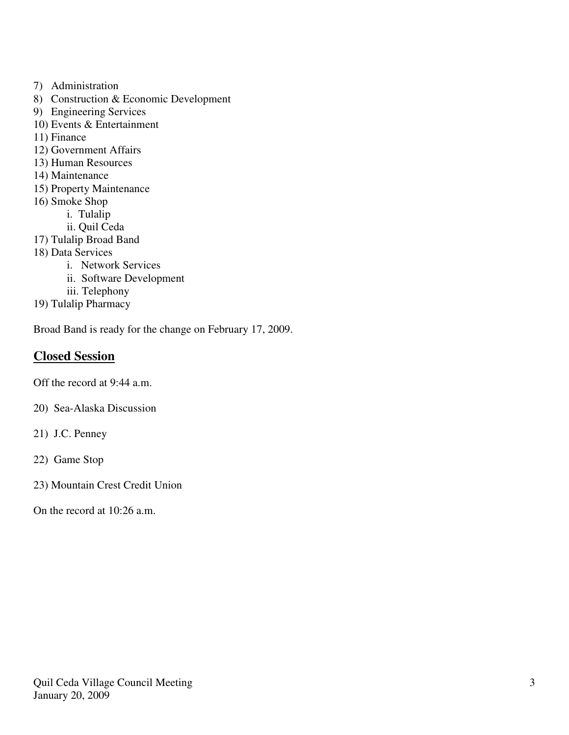7) Administration
8) Construction & Economic Development
9) Engineering Services
10) Events & Entertainment
11) Finance
12) Government Affairs
13) Human Resources
14) Maintenance
15) Property Maintenance
16) Smoke Shop
    i. Tulalip
    ii. Quil Ceda
17) Tulalip Broad Band
18) Data Services
    i. Network Services
    ii. Software Development
    iii. Telephony
19) Tulalip Pharmacy

Broad Band is ready for the change on February 17, 2009.

## Closed Session

Off the record at 9:44 a.m.

20) Sea-Alaska Discussion

21) J.C. Penney

22) Game Stop

23) Mountain Crest Credit Union

On the record at 10:26 a.m.